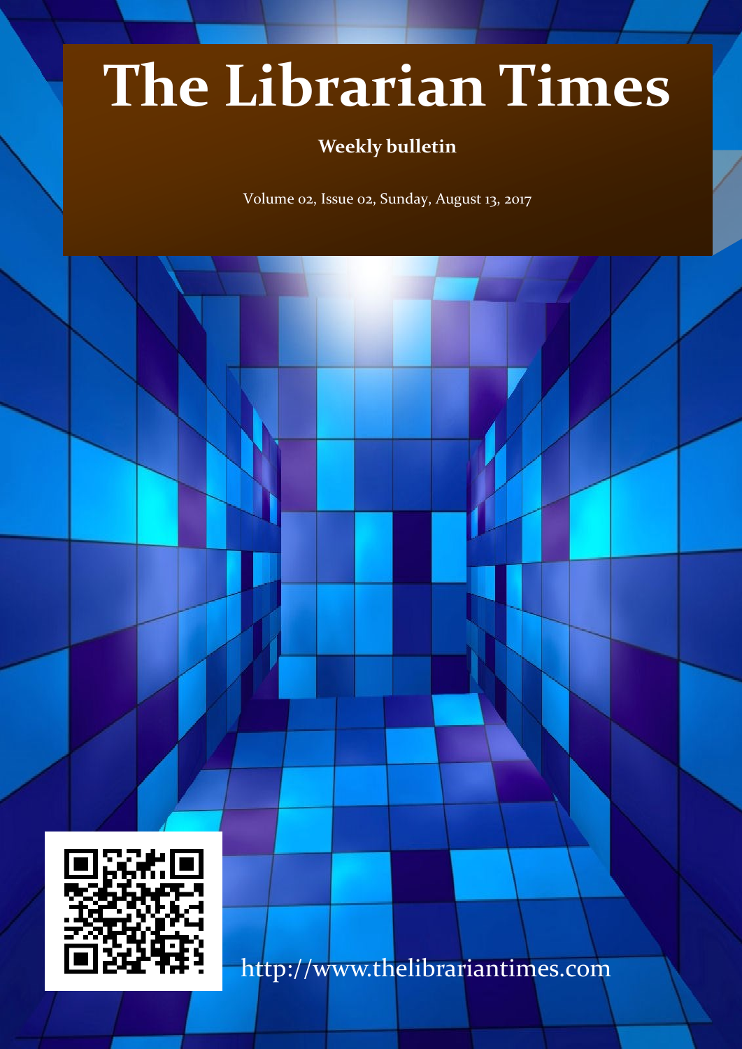# The Librarian Times

**Weekly bulletin**

Volume 02, Issue 02, Sunday, August 13, 2017

http://www.thelibrariantimes.com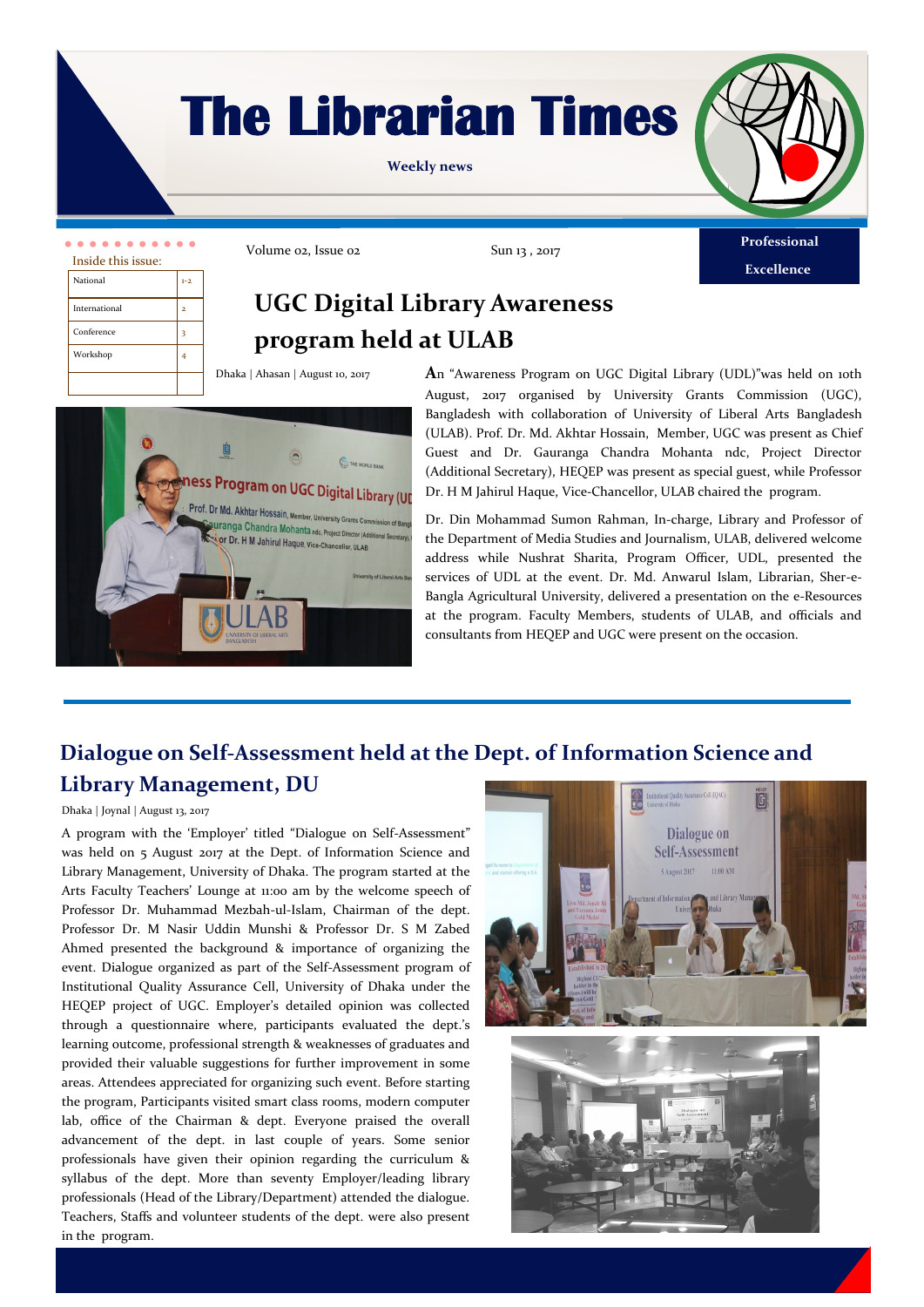# The Librarian Times

**Weekly news**

Volume 02, Issue 02 | Sun 13 , 2017

**Professional Excellence**

Inside this issue:

| National | 1-2 |
|---|---|
| International | 2 |
| Conference | 3 |
| Workshop | 4 |
| | |

## UGC Digital Library Awareness program held at ULAB

Dhaka | Ahasan | August 10, 2017

An "Awareness Program on UGC Digital Library (UDL)"was held on 10th August, 2017 organised by University Grants Commission (UGC), Bangladesh with collaboration of University of Liberal Arts Bangladesh (ULAB). Prof. Dr. Md. Akhtar Hossain, Member, UGC was present as Chief Guest and Dr. Gauranga Chandra Mohanta ndc, Project Director (Additional Secretary), HEQEP was present as special guest, while Professor Dr. H M Jahirul Haque, Vice-Chancellor, ULAB chaired the program.

Dr. Din Mohammad Sumon Rahman, In-charge, Library and Professor of the Department of Media Studies and Journalism, ULAB, delivered welcome address while Nushrat Sharita, Program Officer, UDL, presented the services of UDL at the event. Dr. Md. Anwarul Islam, Librarian, Sher-e-Bangla Agricultural University, delivered a presentation on the e-Resources at the program. Faculty Members, students of ULAB, and officials and consultants from HEQEP and UGC were present on the occasion.

## Dialogue on Self-Assessment held at the Dept. of Information Science and Library Management, DU

Dhaka | Joynal | August 13, 2017

A program with the 'Employer' titled "Dialogue on Self-Assessment" was held on 5 August 2017 at the Dept. of Information Science and Library Management, University of Dhaka. The program started at the Arts Faculty Teachers' Lounge at 11:00 am by the welcome speech of Professor Dr. Muhammad Mezbah-ul-Islam, Chairman of the dept. Professor Dr. M Nasir Uddin Munshi & Professor Dr. S M Zabed Ahmed presented the background & importance of organizing the event. Dialogue organized as part of the Self-Assessment program of Institutional Quality Assurance Cell, University of Dhaka under the HEQEP project of UGC. Employer's detailed opinion was collected through a questionnaire where, participants evaluated the dept.'s learning outcome, professional strength & weaknesses of graduates and provided their valuable suggestions for further improvement in some areas. Attendees appreciated for organizing such event. Before starting the program, Participants visited smart class rooms, modern computer lab, office of the Chairman & dept. Everyone praised the overall advancement of the dept. in last couple of years. Some senior professionals have given their opinion regarding the curriculum & syllabus of the dept. More than seventy Employer/leading library professionals (Head of the Library/Department) attended the dialogue. Teachers, Staffs and volunteer students of the dept. were also present in the program.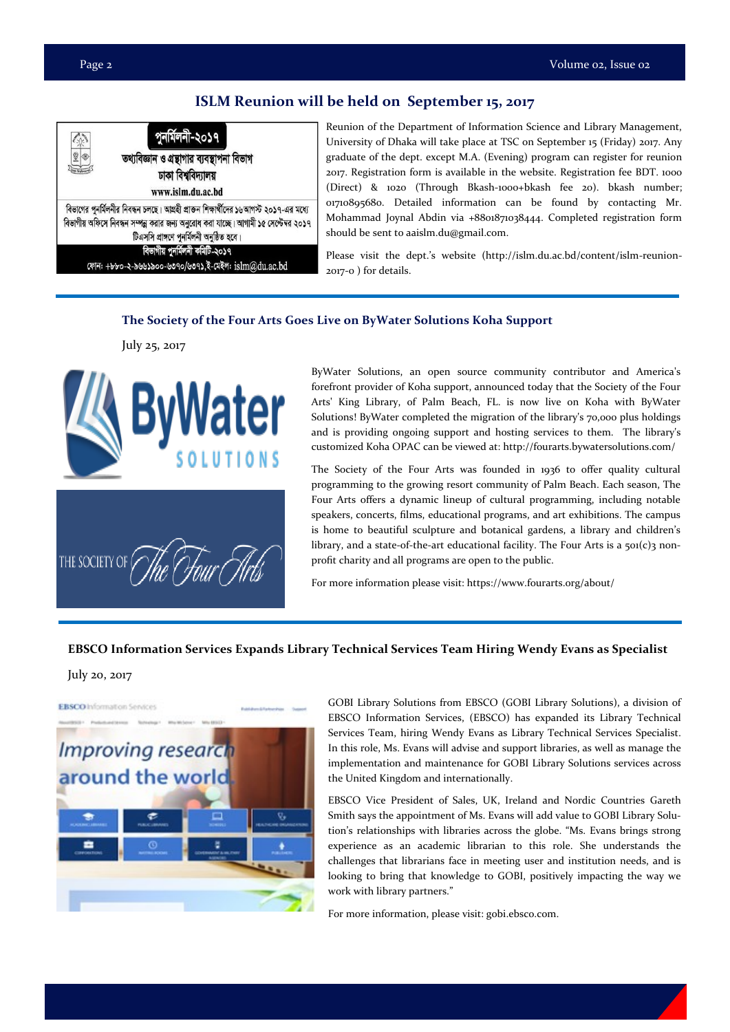## ISLM Reunion will be held on September 15, 2017

পুনর্মিলনী-২০১৭

তথ্যবিজ্ঞান ও গ্রন্থাগার ব্যবস্থাপনা বিভাগ

ঢাকা বিশ্ববিদ্যালয়

www.islm.du.ac.bd

বিভাগের পুনর্মিলনীর নিবন্ধন চলছে। আগ্রহী প্রাক্তন শিক্ষার্থীদের ১৬আগস্ট ২০১৭-এর মধ্যে বিভাগীয় অফিসে নিবন্ধন সম্পন্ন করার জন্য অনুরোধ করা যাচ্ছে। আগামী ১৫ সেপ্টেম্বর ২০১৭ টিএসসি প্রাঙ্গণে পুনর্মিলনী অনুষ্ঠিত হবে।

বিভাগীয় পুনর্মিলনী কমিটি-২০১৭

ফোন: +৮৮০-২-৯৬৬১৯০০-৬৩৭০/৬৩৭১,ই-মেইল: islm@du.ac.bd

Reunion of the Department of Information Science and Library Management, University of Dhaka will take place at TSC on September 15 (Friday) 2017. Any graduate of the dept. except M.A. (Evening) program can register for reunion 2017. Registration form is available in the website. Registration fee BDT. 1000 (Direct) & 1020 (Through Bkash-1000+bkash fee 20). bkash number; 01710895680. Detailed information can be found by contacting Mr. Mohammad Joynal Abdin via +8801871038444. Completed registration form should be sent to aaislm.du@gmail.com.

Please visit the dept.'s website (http://islm.du.ac.bd/content/islm-reunion-2017-0 ) for details.

---

### The Society of the Four Arts Goes Live on ByWater Solutions Koha Support

July 25, 2017

ByWater Solutions, an open source community contributor and America's forefront provider of Koha support, announced today that the Society of the Four Arts' King Library, of Palm Beach, FL. is now live on Koha with ByWater Solutions! ByWater completed the migration of the library's 70,000 plus holdings and is providing ongoing support and hosting services to them. The library's customized Koha OPAC can be viewed at: http://fourarts.bywatersolutions.com/

The Society of the Four Arts was founded in 1936 to offer quality cultural programming to the growing resort community of Palm Beach. Each season, The Four Arts offers a dynamic lineup of cultural programming, including notable speakers, concerts, films, educational programs, and art exhibitions. The campus is home to beautiful sculpture and botanical gardens, a library and children's library, and a state-of-the-art educational facility. The Four Arts is a 501(c)3 non-profit charity and all programs are open to the public.

For more information please visit: https://www.fourarts.org/about/

---

### EBSCO Information Services Expands Library Technical Services Team Hiring Wendy Evans as Specialist

July 20, 2017

GOBI Library Solutions from EBSCO (GOBI Library Solutions), a division of EBSCO Information Services, (EBSCO) has expanded its Library Technical Services Team, hiring Wendy Evans as Library Technical Services Specialist. In this role, Ms. Evans will advise and support libraries, as well as manage the implementation and maintenance for GOBI Library Solutions services across the United Kingdom and internationally.

EBSCO Vice President of Sales, UK, Ireland and Nordic Countries Gareth Smith says the appointment of Ms. Evans will add value to GOBI Library Solution's relationships with libraries across the globe. "Ms. Evans brings strong experience as an academic librarian to this role. She understands the challenges that librarians face in meeting user and institution needs, and is looking to bring that knowledge to GOBI, positively impacting the way we work with library partners."

For more information, please visit: gobi.ebsco.com.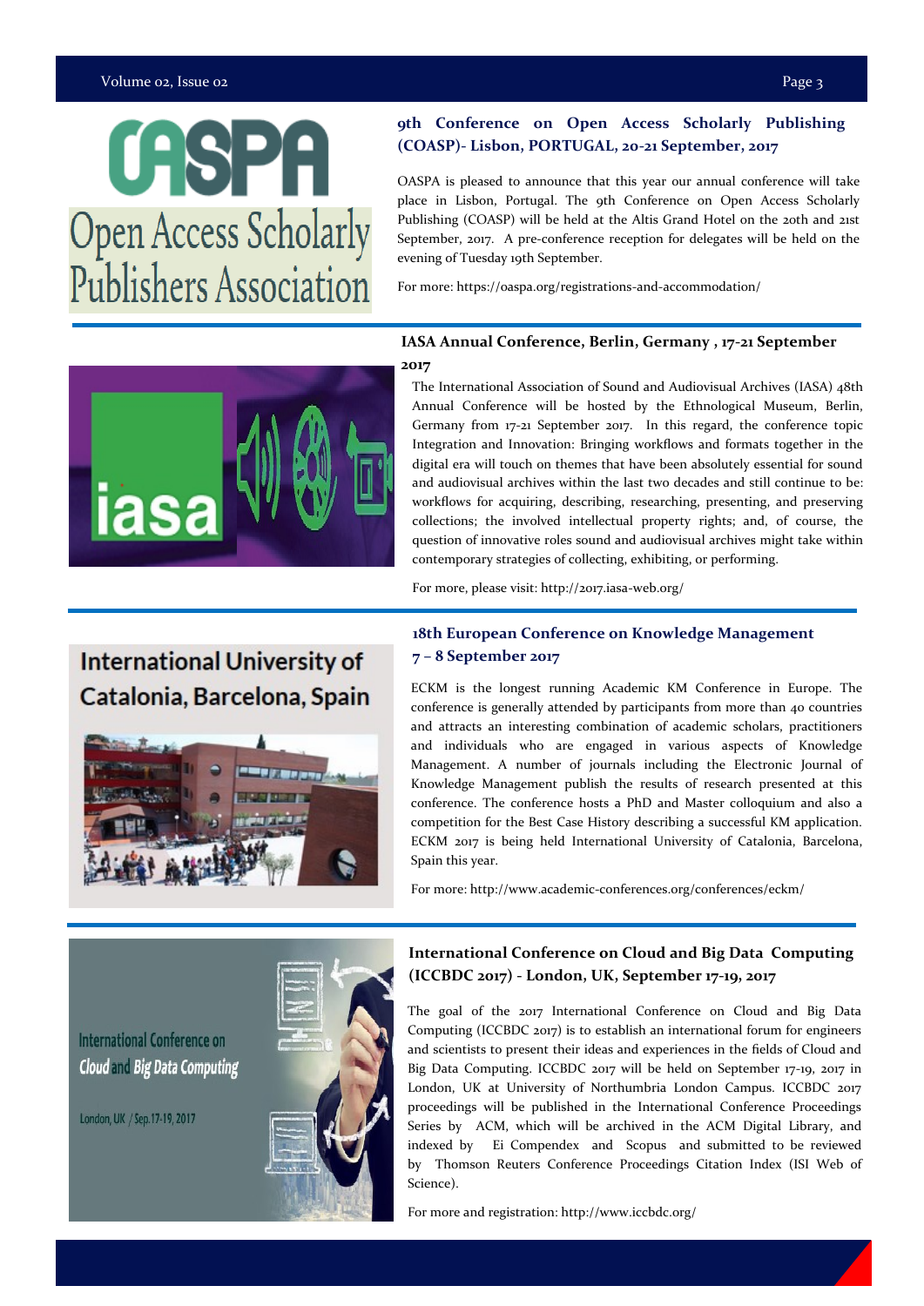## 9th Conference on Open Access Scholarly Publishing (COASP)- Lisbon, PORTUGAL, 20-21 September, 2017

OASPA is pleased to announce that this year our annual conference will take place in Lisbon, Portugal. The 9th Conference on Open Access Scholarly Publishing (COASP) will be held at the Altis Grand Hotel on the 20th and 21st September, 2017. A pre-conference reception for delegates will be held on the evening of Tuesday 19th September.

For more: https://oaspa.org/registrations-and-accommodation/

## IASA Annual Conference, Berlin, Germany , 17-21 September 2017

The International Association of Sound and Audiovisual Archives (IASA) 48th Annual Conference will be hosted by the Ethnological Museum, Berlin, Germany from 17-21 September 2017. In this regard, the conference topic Integration and Innovation: Bringing workflows and formats together in the digital era will touch on themes that have been absolutely essential for sound and audiovisual archives within the last two decades and still continue to be: workflows for acquiring, describing, researching, presenting, and preserving collections; the involved intellectual property rights; and, of course, the question of innovative roles sound and audiovisual archives might take within contemporary strategies of collecting, exhibiting, or performing.

For more, please visit: http://2017.iasa-web.org/

## 18th European Conference on Knowledge Management 7 – 8 September 2017

ECKM is the longest running Academic KM Conference in Europe. The conference is generally attended by participants from more than 40 countries and attracts an interesting combination of academic scholars, practitioners and individuals who are engaged in various aspects of Knowledge Management. A number of journals including the Electronic Journal of Knowledge Management publish the results of research presented at this conference. The conference hosts a PhD and Master colloquium and also a competition for the Best Case History describing a successful KM application. ECKM 2017 is being held International University of Catalonia, Barcelona, Spain this year.

For more: http://www.academic-conferences.org/conferences/eckm/

## International Conference on Cloud and Big Data Computing (ICCBDC 2017) - London, UK, September 17-19, 2017

The goal of the 2017 International Conference on Cloud and Big Data Computing (ICCBDC 2017) is to establish an international forum for engineers and scientists to present their ideas and experiences in the fields of Cloud and Big Data Computing. ICCBDC 2017 will be held on September 17-19, 2017 in London, UK at University of Northumbria London Campus. ICCBDC 2017 proceedings will be published in the International Conference Proceedings Series by ACM, which will be archived in the ACM Digital Library, and indexed by Ei Compendex and Scopus and submitted to be reviewed by Thomson Reuters Conference Proceedings Citation Index (ISI Web of Science).

For more and registration: http://www.iccbdc.org/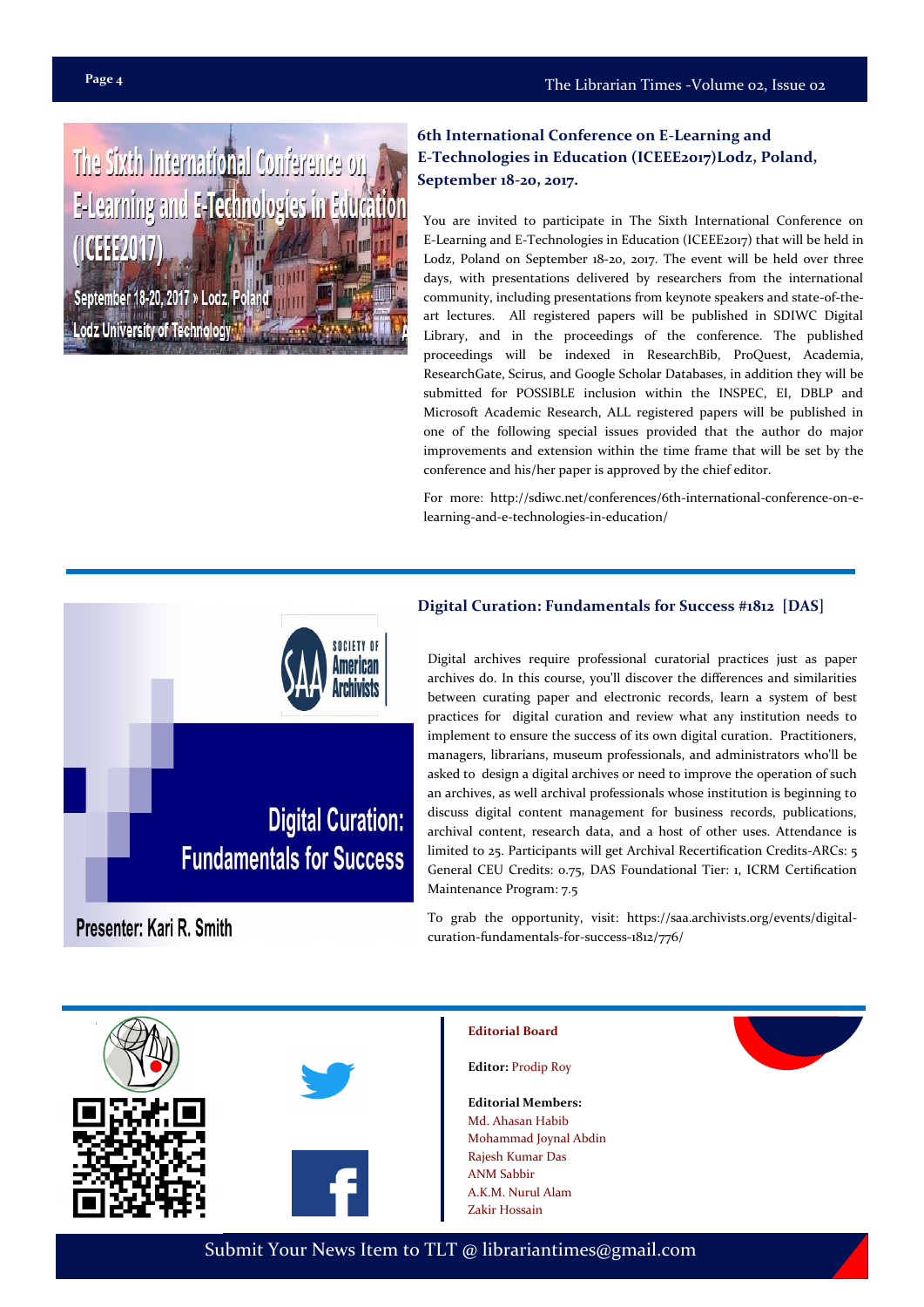### 6th International Conference on E-Learning and E-Technologies in Education (ICEEE2017)Lodz, Poland, September 18-20, 2017.

You are invited to participate in The Sixth International Conference on E-Learning and E-Technologies in Education (ICEEE2017) that will be held in Lodz, Poland on September 18-20, 2017. The event will be held over three days, with presentations delivered by researchers from the international community, including presentations from keynote speakers and state-of-the-art lectures. All registered papers will be published in SDIWC Digital Library, and in the proceedings of the conference. The published proceedings will be indexed in ResearchBib, ProQuest, Academia, ResearchGate, Scirus, and Google Scholar Databases, in addition they will be submitted for POSSIBLE inclusion within the INSPEC, EI, DBLP and Microsoft Academic Research, ALL registered papers will be published in one of the following special issues provided that the author do major improvements and extension within the time frame that will be set by the conference and his/her paper is approved by the chief editor.

For more: http://sdiwc.net/conferences/6th-international-conference-on-e-learning-and-e-technologies-in-education/

### Digital Curation: Fundamentals for Success #1812 [DAS]

Digital archives require professional curatorial practices just as paper archives do. In this course, you'll discover the differences and similarities between curating paper and electronic records, learn a system of best practices for digital curation and review what any institution needs to implement to ensure the success of its own digital curation. Practitioners, managers, librarians, museum professionals, and administrators who'll be asked to design a digital archives or need to improve the operation of such an archives, as well archival professionals whose institution is beginning to discuss digital content management for business records, publications, archival content, research data, and a host of other uses. Attendance is limited to 25. Participants will get Archival Recertification Credits-ARCs: 5 General CEU Credits: 0.75, DAS Foundational Tier: 1, ICRM Certification Maintenance Program: 7.5

To grab the opportunity, visit: https://saa.archivists.org/events/digital-curation-fundamentals-for-success-1812/776/

**Editorial Board**

**Editor:** Prodip Roy

**Editorial Members:**
Md. Ahasan Habib
Mohammad Joynal Abdin
Rajesh Kumar Das
ANM Sabbir
A.K.M. Nurul Alam
Zakir Hossain

Submit Your News Item to TLT @ librariantimes@gmail.com